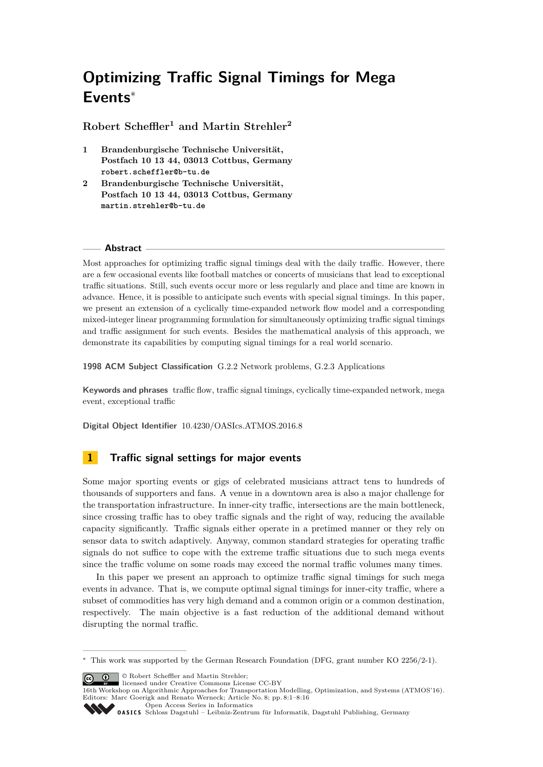# Optimizing Traffic Signal Timings for Mega Events*

**Robert Scheffler[1] and Martin Strehler[2]**

1. **Brandenburgische Technische Universität, Postfach 10 13 44, 03013 Cottbus, Germany**
   robert.scheffler@b-tu.de
2. **Brandenburgische Technische Universität, Postfach 10 13 44, 03013 Cottbus, Germany**
   martin.strehler@b-tu.de

## Abstract

Most approaches for optimizing traffic signal timings deal with the daily traffic. However, there are a few occasional events like football matches or concerts of musicians that lead to exceptional traffic situations. Still, such events occur more or less regularly and place and time are known in advance. Hence, it is possible to anticipate such events with special signal timings. In this paper, we present an extension of a cyclically time-expanded network flow model and a corresponding mixed-integer linear programming formulation for simultaneously optimizing traffic signal timings and traffic assignment for such events. Besides the mathematical analysis of this approach, we demonstrate its capabilities by computing signal timings for a real world scenario.

**1998 ACM Subject Classification** G.2.2 Network problems, G.2.3 Applications

**Keywords and phrases** traffic flow, traffic signal timings, cyclically time-expanded network, mega event, exceptional traffic

**Digital Object Identifier** 10.4230/OASIcs.ATMOS.2016.8

## 1 Traffic signal settings for major events

Some major sporting events or gigs of celebrated musicians attract tens to hundreds of thousands of supporters and fans. A venue in a downtown area is also a major challenge for the transportation infrastructure. In inner-city traffic, intersections are the main bottleneck, since crossing traffic has to obey traffic signals and the right of way, reducing the available capacity significantly. Traffic signals either operate in a pretimed manner or they rely on sensor data to switch adaptively. Anyway, common standard strategies for operating traffic signals do not suffice to cope with the extreme traffic situations due to such mega events since the traffic volume on some roads may exceed the normal traffic volumes many times.

In this paper we present an approach to optimize traffic signal timings for such mega events in advance. That is, we compute optimal signal timings for inner-city traffic, where a subset of commodities has very high demand and a common origin or a common destination, respectively. The main objective is a fast reduction of the additional demand without disrupting the normal traffic.

* This work was supported by the German Research Foundation (DFG, grant number KO 2256/2-1).

© Robert Scheffler and Martin Strehler; licensed under Creative Commons License CC-BY
16th Workshop on Algorithmic Approaches for Transportation Modelling, Optimization, and Systems (ATMOS'16).
Editors: Marc Goerigk and Renato Werneck; Article No. 8; pp. 8:1–8:16
Open Access Series in Informatics
Schloss Dagstuhl – Leibniz-Zentrum für Informatik, Dagstuhl Publishing, Germany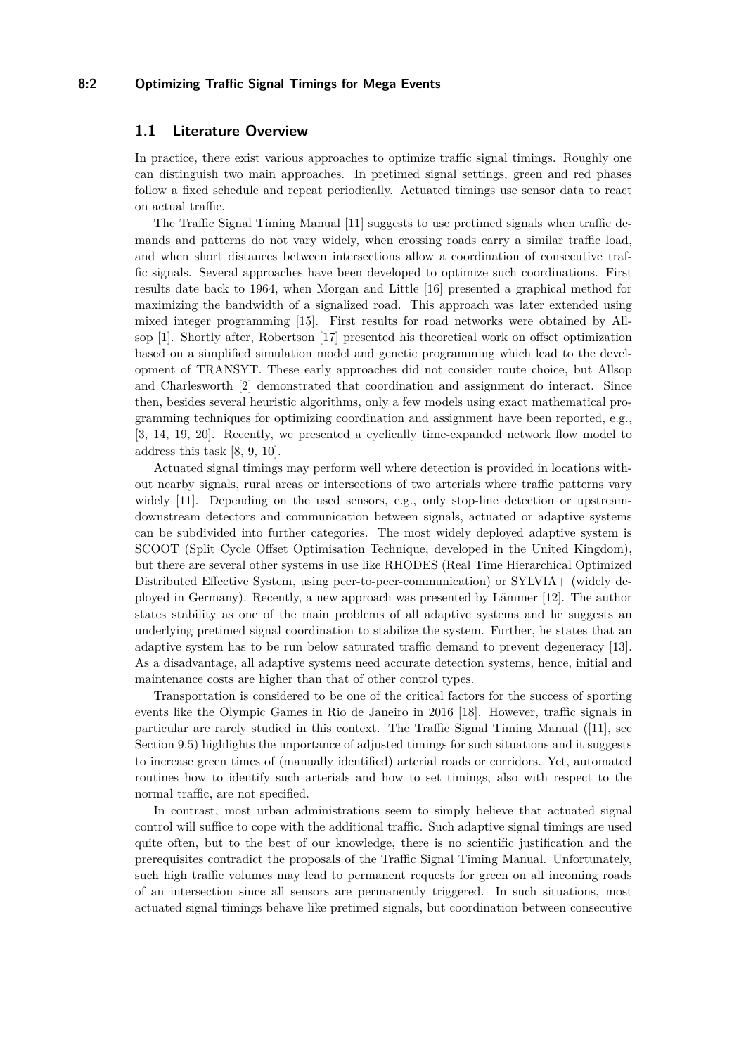## 1.1 Literature Overview

In practice, there exist various approaches to optimize traffic signal timings. Roughly one can distinguish two main approaches. In pretimed signal settings, green and red phases follow a fixed schedule and repeat periodically. Actuated timings use sensor data to react on actual traffic.

The Traffic Signal Timing Manual [11] suggests to use pretimed signals when traffic demands and patterns do not vary widely, when crossing roads carry a similar traffic load, and when short distances between intersections allow a coordination of consecutive traffic signals. Several approaches have been developed to optimize such coordinations. First results date back to 1964, when Morgan and Little [16] presented a graphical method for maximizing the bandwidth of a signalized road. This approach was later extended using mixed integer programming [15]. First results for road networks were obtained by Allsop [1]. Shortly after, Robertson [17] presented his theoretical work on offset optimization based on a simplified simulation model and genetic programming which lead to the development of TRANSYT. These early approaches did not consider route choice, but Allsop and Charlesworth [2] demonstrated that coordination and assignment do interact. Since then, besides several heuristic algorithms, only a few models using exact mathematical programming techniques for optimizing coordination and assignment have been reported, e.g., [3, 14, 19, 20]. Recently, we presented a cyclically time-expanded network flow model to address this task [8, 9, 10].

Actuated signal timings may perform well where detection is provided in locations without nearby signals, rural areas or intersections of two arterials where traffic patterns vary widely [11]. Depending on the used sensors, e.g., only stop-line detection or upstream-downstream detectors and communication between signals, actuated or adaptive systems can be subdivided into further categories. The most widely deployed adaptive system is SCOOT (Split Cycle Offset Optimisation Technique, developed in the United Kingdom), but there are several other systems in use like RHODES (Real Time Hierarchical Optimized Distributed Effective System, using peer-to-peer-communication) or SYLVIA+ (widely deployed in Germany). Recently, a new approach was presented by Lämmer [12]. The author states stability as one of the main problems of all adaptive systems and he suggests an underlying pretimed signal coordination to stabilize the system. Further, he states that an adaptive system has to be run below saturated traffic demand to prevent degeneracy [13]. As a disadvantage, all adaptive systems need accurate detection systems, hence, initial and maintenance costs are higher than that of other control types.

Transportation is considered to be one of the critical factors for the success of sporting events like the Olympic Games in Rio de Janeiro in 2016 [18]. However, traffic signals in particular are rarely studied in this context. The Traffic Signal Timing Manual ([11], see Section 9.5) highlights the importance of adjusted timings for such situations and it suggests to increase green times of (manually identified) arterial roads or corridors. Yet, automated routines how to identify such arterials and how to set timings, also with respect to the normal traffic, are not specified.

In contrast, most urban administrations seem to simply believe that actuated signal control will suffice to cope with the additional traffic. Such adaptive signal timings are used quite often, but to the best of our knowledge, there is no scientific justification and the prerequisites contradict the proposals of the Traffic Signal Timing Manual. Unfortunately, such high traffic volumes may lead to permanent requests for green on all incoming roads of an intersection since all sensors are permanently triggered. In such situations, most actuated signal timings behave like pretimed signals, but coordination between consecutive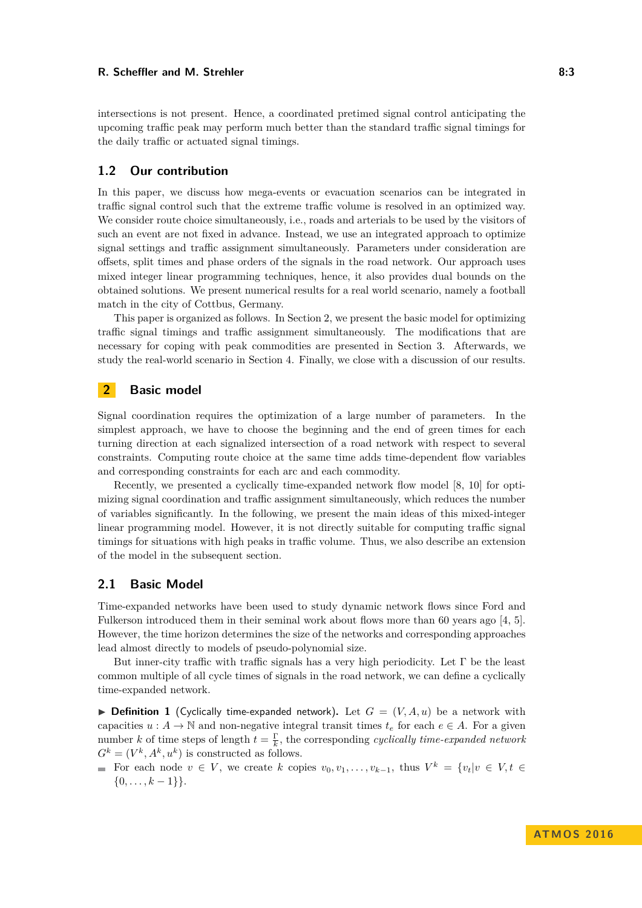intersections is not present. Hence, a coordinated pretimed signal control anticipating the upcoming traffic peak may perform much better than the standard traffic signal timings for the daily traffic or actuated signal timings.

### 1.2 Our contribution

In this paper, we discuss how mega-events or evacuation scenarios can be integrated in traffic signal control such that the extreme traffic volume is resolved in an optimized way. We consider route choice simultaneously, i.e., roads and arterials to be used by the visitors of such an event are not fixed in advance. Instead, we use an integrated approach to optimize signal settings and traffic assignment simultaneously. Parameters under consideration are offsets, split times and phase orders of the signals in the road network. Our approach uses mixed integer linear programming techniques, hence, it also provides dual bounds on the obtained solutions. We present numerical results for a real world scenario, namely a football match in the city of Cottbus, Germany.

This paper is organized as follows. In Section 2, we present the basic model for optimizing traffic signal timings and traffic assignment simultaneously. The modifications that are necessary for coping with peak commodities are presented in Section 3. Afterwards, we study the real-world scenario in Section 4. Finally, we close with a discussion of our results.

## 2 Basic model

Signal coordination requires the optimization of a large number of parameters. In the simplest approach, we have to choose the beginning and the end of green times for each turning direction at each signalized intersection of a road network with respect to several constraints. Computing route choice at the same time adds time-dependent flow variables and corresponding constraints for each arc and each commodity.

Recently, we presented a cyclically time-expanded network flow model [8, 10] for optimizing signal coordination and traffic assignment simultaneously, which reduces the number of variables significantly. In the following, we present the main ideas of this mixed-integer linear programming model. However, it is not directly suitable for computing traffic signal timings for situations with high peaks in traffic volume. Thus, we also describe an extension of the model in the subsequent section.

### 2.1 Basic Model

Time-expanded networks have been used to study dynamic network flows since Ford and Fulkerson introduced them in their seminal work about flows more than 60 years ago [4, 5]. However, the time horizon determines the size of the networks and corresponding approaches lead almost directly to models of pseudo-polynomial size.

But inner-city traffic with traffic signals has a very high periodicity. Let $\Gamma$ be the least common multiple of all cycle times of signals in the road network, we can define a cyclically time-expanded network.

▶ **Definition 1** (Cyclically time-expanded network). Let $G = (V, A, u)$ be a network with capacities $u : A \to \mathbb{N}$ and non-negative integral transit times $t_e$ for each $e \in A$. For a given number $k$ of time steps of length $t = \frac{\Gamma}{k}$, the corresponding *cyclically time-expanded network* $G^k = (V^k, A^k, u^k)$ is constructed as follows.

- For each node $v \in V$, we create $k$ copies $v_0, v_1, \ldots, v_{k-1}$, thus $V^k = \{v_t | v \in V, t \in \{0, \ldots, k-1\}\}$.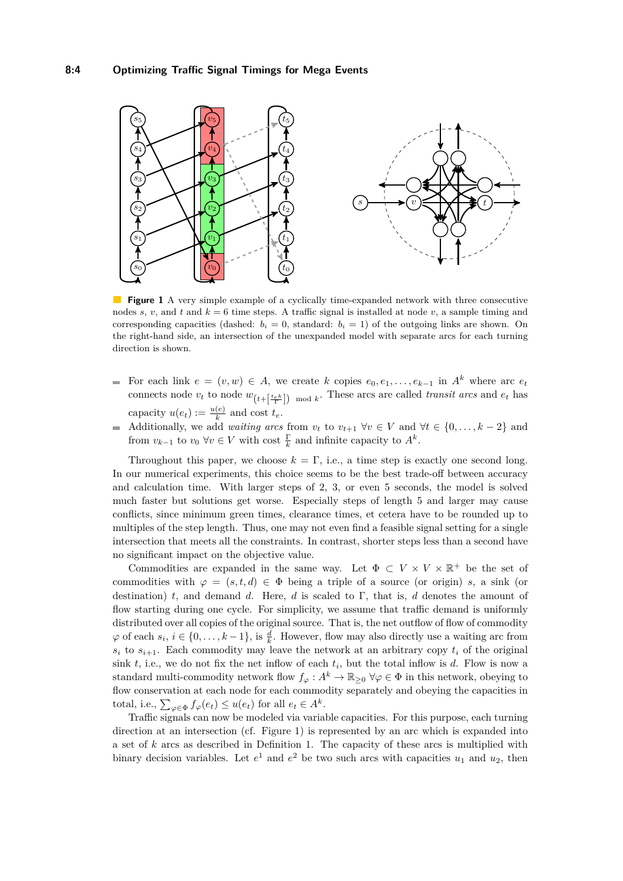**Figure 1** A very simple example of a cyclically time-expanded network with three consecutive nodes $s$, $v$, and $t$ and $k = 6$ time steps. A traffic signal is installed at node $v$, a sample timing and corresponding capacities (dashed: $b_i = 0$, standard: $b_i = 1$) of the outgoing links are shown. On the right-hand side, an intersection of the unexpanded model with separate arcs for each turning direction is shown.

- For each link $e = (v, w) \in A$, we create $k$ copies $e_0, e_1, \ldots, e_{k-1}$ in $A^k$ where arc $e_t$ connects node $v_t$ to node $w_{(t+\lceil \frac{t_e k}{\Gamma} \rfloor) \mod k}$. These arcs are called *transit arcs* and $e_t$ has capacity $u(e_t) := \frac{u(e)}{k}$ and cost $t_e$.
- Additionally, we add *waiting arcs* from $v_t$ to $v_{t+1}$ $\forall v \in V$ and $\forall t \in \{0, \ldots, k-2\}$ and from $v_{k-1}$ to $v_0$ $\forall v \in V$ with cost $\frac{\Gamma}{k}$ and infinite capacity to $A^k$.

Throughout this paper, we choose $k = \Gamma$, i.e., a time step is exactly one second long. In our numerical experiments, this choice seems to be the best trade-off between accuracy and calculation time. With larger steps of 2, 3, or even 5 seconds, the model is solved much faster but solutions get worse. Especially steps of length 5 and larger may cause conflicts, since minimum green times, clearance times, et cetera have to be rounded up to multiples of the step length. Thus, one may not even find a feasible signal setting for a single intersection that meets all the constraints. In contrast, shorter steps less than a second have no significant impact on the objective value.

Commodities are expanded in the same way. Let $\Phi \subset V \times V \times \mathbb{R}^+$ be the set of commodities with $\varphi = (s, t, d) \in \Phi$ being a triple of a source (or origin) $s$, a sink (or destination) $t$, and demand $d$. Here, $d$ is scaled to $\Gamma$, that is, $d$ denotes the amount of flow starting during one cycle. For simplicity, we assume that traffic demand is uniformly distributed over all copies of the original source. That is, the net outflow of flow of commodity $\varphi$ of each $s_i$, $i \in \{0, \ldots, k-1\}$, is $\frac{d}{k}$. However, flow may also directly use a waiting arc from $s_i$ to $s_{i+1}$. Each commodity may leave the network at an arbitrary copy $t_i$ of the original sink $t$, i.e., we do not fix the net inflow of each $t_i$, but the total inflow is $d$. Flow is now a standard multi-commodity network flow $f_\varphi : A^k \to \mathbb{R}_{\geq 0}$ $\forall \varphi \in \Phi$ in this network, obeying to flow conservation at each node for each commodity separately and obeying the capacities in total, i.e., $\sum_{\varphi \in \Phi} f_\varphi(e_t) \leq u(e_t)$ for all $e_t \in A^k$.

Traffic signals can now be modeled via variable capacities. For this purpose, each turning direction at an intersection (cf. Figure 1) is represented by an arc which is expanded into a set of $k$ arcs as described in Definition 1. The capacity of these arcs is multiplied with binary decision variables. Let $e^1$ and $e^2$ be two such arcs with capacities $u_1$ and $u_2$, then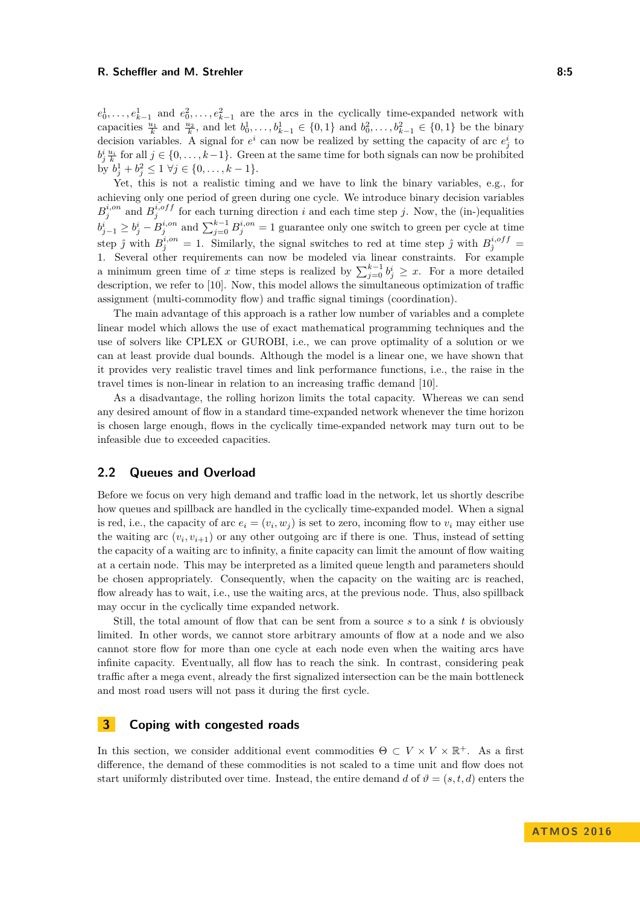$e_0^1, \dots, e_{k-1}^1$ and $e_0^2, \dots, e_{k-1}^2$ are the arcs in the cyclically time-expanded network with capacities $\frac{u_1}{k}$ and $\frac{u_2}{k}$, and let $b_0^1, \dots, b_{k-1}^1 \in \{0,1\}$ and $b_0^2, \dots, b_{k-1}^2 \in \{0,1\}$ be the binary decision variables. A signal for $e^i$ can now be realized by setting the capacity of arc $e_j^i$ to $b_j^i \frac{u_i}{k}$ for all $j \in \{0, \dots, k-1\}$. Green at the same time for both signals can now be prohibited by $b_j^1 + b_j^2 \leq 1 \; \forall j \in \{0, \dots, k-1\}$.

Yet, this is not a realistic timing and we have to link the binary variables, e.g., for achieving only one period of green during one cycle. We introduce binary decision variables $B_j^{i,on}$ and $B_j^{i,off}$ for each turning direction $i$ and each time step $j$. Now, the (in-)equalities $b_{j-1}^i \geq b_j^i - B_j^{i,on}$ and $\sum_{j=0}^{k-1} B_j^{i,on} = 1$ guarantee only one switch to green per cycle at time step $\hat{\jmath}$ with $B_{\hat{\jmath}}^{i,on} = 1$. Similarly, the signal switches to red at time step $\hat{\jmath}$ with $B_{\hat{\jmath}}^{i,off} = 1$. Several other requirements can now be modeled via linear constraints. For example a minimum green time of $x$ time steps is realized by $\sum_{j=0}^{k-1} b_j^i \geq x$. For a more detailed description, we refer to [10]. Now, this model allows the simultaneous optimization of traffic assignment (multi-commodity flow) and traffic signal timings (coordination).

The main advantage of this approach is a rather low number of variables and a complete linear model which allows the use of exact mathematical programming techniques and the use of solvers like CPLEX or GUROBI, i.e., we can prove optimality of a solution or we can at least provide dual bounds. Although the model is a linear one, we have shown that it provides very realistic travel times and link performance functions, i.e., the raise in the travel times is non-linear in relation to an increasing traffic demand [10].

As a disadvantage, the rolling horizon limits the total capacity. Whereas we can send any desired amount of flow in a standard time-expanded network whenever the time horizon is chosen large enough, flows in the cyclically time-expanded network may turn out to be infeasible due to exceeded capacities.

## 2.2 Queues and Overload

Before we focus on very high demand and traffic load in the network, let us shortly describe how queues and spillback are handled in the cyclically time-expanded model. When a signal is red, i.e., the capacity of arc $e_i = (v_i, w_j)$ is set to zero, incoming flow to $v_i$ may either use the waiting arc $(v_i, v_{i+1})$ or any other outgoing arc if there is one. Thus, instead of setting the capacity of a waiting arc to infinity, a finite capacity can limit the amount of flow waiting at a certain node. This may be interpreted as a limited queue length and parameters should be chosen appropriately. Consequently, when the capacity on the waiting arc is reached, flow already has to wait, i.e., use the waiting arcs, at the previous node. Thus, also spillback may occur in the cyclically time expanded network.

Still, the total amount of flow that can be sent from a source $s$ to a sink $t$ is obviously limited. In other words, we cannot store arbitrary amounts of flow at a node and we also cannot store flow for more than one cycle at each node even when the waiting arcs have infinite capacity. Eventually, all flow has to reach the sink. In contrast, considering peak traffic after a mega event, already the first signalized intersection can be the main bottleneck and most road users will not pass it during the first cycle.

# 3 Coping with congested roads

In this section, we consider additional event commodities $\Theta \subset V \times V \times \mathbb{R}^+$. As a first difference, the demand of these commodities is not scaled to a time unit and flow does not start uniformly distributed over time. Instead, the entire demand $d$ of $\vartheta = (s, t, d)$ enters the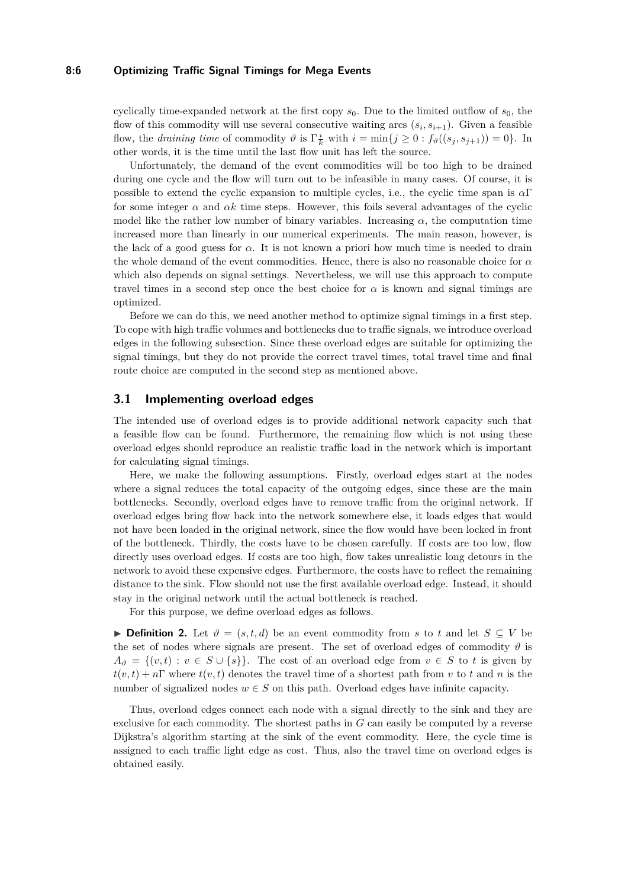cyclically time-expanded network at the first copy $s_0$. Due to the limited outflow of $s_0$, the flow of this commodity will use several consecutive waiting arcs $(s_i, s_{i+1})$. Given a feasible flow, the *draining time* of commodity $\vartheta$ is $\Gamma\frac{i}{k}$ with $i = \min\{j \geq 0 : f_\vartheta((s_j, s_{j+1})) = 0\}$. In other words, it is the time until the last flow unit has left the source.

Unfortunately, the demand of the event commodities will be too high to be drained during one cycle and the flow will turn out to be infeasible in many cases. Of course, it is possible to extend the cyclic expansion to multiple cycles, i.e., the cyclic time span is $\alpha\Gamma$ for some integer $\alpha$ and $\alpha k$ time steps. However, this foils several advantages of the cyclic model like the rather low number of binary variables. Increasing $\alpha$, the computation time increased more than linearly in our numerical experiments. The main reason, however, is the lack of a good guess for $\alpha$. It is not known a priori how much time is needed to drain the whole demand of the event commodities. Hence, there is also no reasonable choice for $\alpha$ which also depends on signal settings. Nevertheless, we will use this approach to compute travel times in a second step once the best choice for $\alpha$ is known and signal timings are optimized.

Before we can do this, we need another method to optimize signal timings in a first step. To cope with high traffic volumes and bottlenecks due to traffic signals, we introduce overload edges in the following subsection. Since these overload edges are suitable for optimizing the signal timings, but they do not provide the correct travel times, total travel time and final route choice are computed in the second step as mentioned above.

## 3.1 Implementing overload edges

The intended use of overload edges is to provide additional network capacity such that a feasible flow can be found. Furthermore, the remaining flow which is not using these overload edges should reproduce an realistic traffic load in the network which is important for calculating signal timings.

Here, we make the following assumptions. Firstly, overload edges start at the nodes where a signal reduces the total capacity of the outgoing edges, since these are the main bottlenecks. Secondly, overload edges have to remove traffic from the original network. If overload edges bring flow back into the network somewhere else, it loads edges that would not have been loaded in the original network, since the flow would have been locked in front of the bottleneck. Thirdly, the costs have to be chosen carefully. If costs are too low, flow directly uses overload edges. If costs are too high, flow takes unrealistic long detours in the network to avoid these expensive edges. Furthermore, the costs have to reflect the remaining distance to the sink. Flow should not use the first available overload edge. Instead, it should stay in the original network until the actual bottleneck is reached.

For this purpose, we define overload edges as follows.

► **Definition 2.** Let $\vartheta = (s, t, d)$ be an event commodity from $s$ to $t$ and let $S \subseteq V$ be the set of nodes where signals are present. The set of overload edges of commodity $\vartheta$ is $A_\vartheta = \{(v, t) : v \in S \cup \{s\}\}$. The cost of an overload edge from $v \in S$ to $t$ is given by $t(v, t) + n\Gamma$ where $t(v, t)$ denotes the travel time of a shortest path from $v$ to $t$ and $n$ is the number of signalized nodes $w \in S$ on this path. Overload edges have infinite capacity.

Thus, overload edges connect each node with a signal directly to the sink and they are exclusive for each commodity. The shortest paths in $G$ can easily be computed by a reverse Dijkstra's algorithm starting at the sink of the event commodity. Here, the cycle time is assigned to each traffic light edge as cost. Thus, also the travel time on overload edges is obtained easily.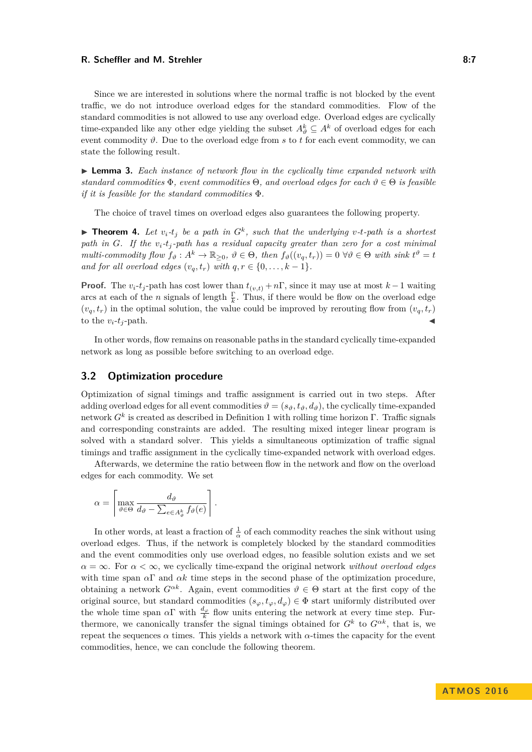Since we are interested in solutions where the normal traffic is not blocked by the event traffic, we do not introduce overload edges for the standard commodities. Flow of the standard commodities is not allowed to use any overload edge. Overload edges are cyclically time-expanded like any other edge yielding the subset $A^k_\vartheta \subseteq A^k$ of overload edges for each event commodity $\vartheta$. Due to the overload edge from $s$ to $t$ for each event commodity, we can state the following result.

▶ **Lemma 3.** *Each instance of network flow in the cyclically time expanded network with standard commodities $\Phi$, event commodities $\Theta$, and overload edges for each $\vartheta \in \Theta$ is feasible if it is feasible for the standard commodities $\Phi$.*

The choice of travel times on overload edges also guarantees the following property.

▶ **Theorem 4.** *Let $v_i$-$t_j$ be a path in $G^k$, such that the underlying $v$-$t$-path is a shortest path in $G$. If the $v_i$-$t_j$-path has a residual capacity greater than zero for a cost minimal multi-commodity flow $f_\vartheta : A^k \to \mathbb{R}_{\geq 0}$, $\vartheta \in \Theta$, then $f_\vartheta((v_q, t_r)) = 0\ \forall \vartheta \in \Theta$ with sink $t^\vartheta = t$ and for all overload edges $(v_q, t_r)$ with $q, r \in \{0, \dots, k-1\}$.*

**Proof.** The $v_i$-$t_j$-path has cost lower than $t_{(v,t)} + n\Gamma$, since it may use at most $k-1$ waiting arcs at each of the $n$ signals of length $\frac{\Gamma}{k}$. Thus, if there would be flow on the overload edge $(v_q, t_r)$ in the optimal solution, the value could be improved by rerouting flow from $(v_q, t_r)$ to the $v_i$-$t_j$-path. ◀

In other words, flow remains on reasonable paths in the standard cyclically time-expanded network as long as possible before switching to an overload edge.

## 3.2 Optimization procedure

Optimization of signal timings and traffic assignment is carried out in two steps. After adding overload edges for all event commodities $\vartheta = (s_\vartheta, t_\vartheta, d_\vartheta)$, the cyclically time-expanded network $G^k$ is created as described in Definition 1 with rolling time horizon $\Gamma$. Traffic signals and corresponding constraints are added. The resulting mixed integer linear program is solved with a standard solver. This yields a simultaneous optimization of traffic signal timings and traffic assignment in the cyclically time-expanded network with overload edges.

Afterwards, we determine the ratio between flow in the network and flow on the overload edges for each commodity. We set

$$\alpha = \left\lceil \max_{\vartheta \in \Theta} \frac{d_\vartheta}{d_\vartheta - \sum_{e \in A^k_\vartheta} f_\vartheta(e)} \right\rceil .$$

In other words, at least a fraction of $\frac{1}{\alpha}$ of each commodity reaches the sink without using overload edges. Thus, if the network is completely blocked by the standard commodities and the event commodities only use overload edges, no feasible solution exists and we set $\alpha = \infty$. For $\alpha < \infty$, we cyclically time-expand the original network *without overload edges* with time span $\alpha\Gamma$ and $\alpha k$ time steps in the second phase of the optimization procedure, obtaining a network $G^{\alpha k}$. Again, event commodities $\vartheta \in \Theta$ start at the first copy of the original source, but standard commodities $(s_\varphi, t_\varphi, d_\varphi) \in \Phi$ start uniformly distributed over the whole time span $\alpha\Gamma$ with $\frac{d_\varphi}{k}$ flow units entering the network at every time step. Furthermore, we canonically transfer the signal timings obtained for $G^k$ to $G^{\alpha k}$, that is, we repeat the sequences $\alpha$ times. This yields a network with $\alpha$-times the capacity for the event commodities, hence, we can conclude the following theorem.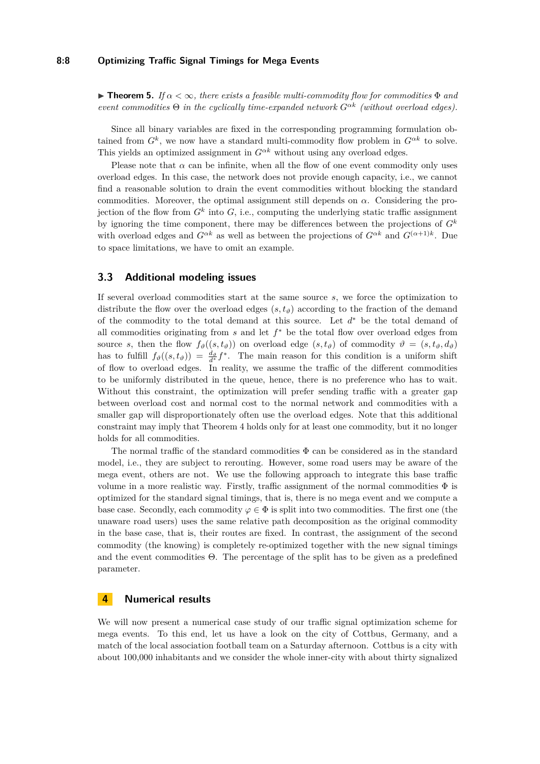▶ **Theorem 5.** *If $\alpha < \infty$, there exists a feasible multi-commodity flow for commodities $\Phi$ and event commodities $\Theta$ in the cyclically time-expanded network $G^{\alpha k}$ (without overload edges).*

Since all binary variables are fixed in the corresponding programming formulation obtained from $G^k$, we now have a standard multi-commodity flow problem in $G^{\alpha k}$ to solve. This yields an optimized assignment in $G^{\alpha k}$ without using any overload edges.

Please note that $\alpha$ can be infinite, when all the flow of one event commodity only uses overload edges. In this case, the network does not provide enough capacity, i.e., we cannot find a reasonable solution to drain the event commodities without blocking the standard commodities. Moreover, the optimal assignment still depends on $\alpha$. Considering the projection of the flow from $G^k$ into $G$, i.e., computing the underlying static traffic assignment by ignoring the time component, there may be differences between the projections of $G^k$ with overload edges and $G^{\alpha k}$ as well as between the projections of $G^{\alpha k}$ and $G^{(\alpha+1)k}$. Due to space limitations, we have to omit an example.

## 3.3 Additional modeling issues

If several overload commodities start at the same source $s$, we force the optimization to distribute the flow over the overload edges $(s, t_\vartheta)$ according to the fraction of the demand of the commodity to the total demand at this source. Let $d^*$ be the total demand of all commodities originating from $s$ and let $f^*$ be the total flow over overload edges from source $s$, then the flow $f_\vartheta((s, t_\vartheta))$ on overload edge $(s, t_\vartheta)$ of commodity $\vartheta = (s, t_\vartheta, d_\vartheta)$ has to fulfill $f_\vartheta((s, t_\vartheta)) = \frac{d_\vartheta}{d^*} f^*$. The main reason for this condition is a uniform shift of flow to overload edges. In reality, we assume the traffic of the different commodities to be uniformly distributed in the queue, hence, there is no preference who has to wait. Without this constraint, the optimization will prefer sending traffic with a greater gap between overload cost and normal cost to the normal network and commodities with a smaller gap will disproportionately often use the overload edges. Note that this additional constraint may imply that Theorem 4 holds only for at least one commodity, but it no longer holds for all commodities.

The normal traffic of the standard commodities $\Phi$ can be considered as in the standard model, i.e., they are subject to rerouting. However, some road users may be aware of the mega event, others are not. We use the following approach to integrate this base traffic volume in a more realistic way. Firstly, traffic assignment of the normal commodities $\Phi$ is optimized for the standard signal timings, that is, there is no mega event and we compute a base case. Secondly, each commodity $\varphi \in \Phi$ is split into two commodities. The first one (the unaware road users) uses the same relative path decomposition as the original commodity in the base case, that is, their routes are fixed. In contrast, the assignment of the second commodity (the knowing) is completely re-optimized together with the new signal timings and the event commodities $\Theta$. The percentage of the split has to be given as a predefined parameter.

# 4 Numerical results

We will now present a numerical case study of our traffic signal optimization scheme for mega events. To this end, let us have a look on the city of Cottbus, Germany, and a match of the local association football team on a Saturday afternoon. Cottbus is a city with about 100,000 inhabitants and we consider the whole inner-city with about thirty signalized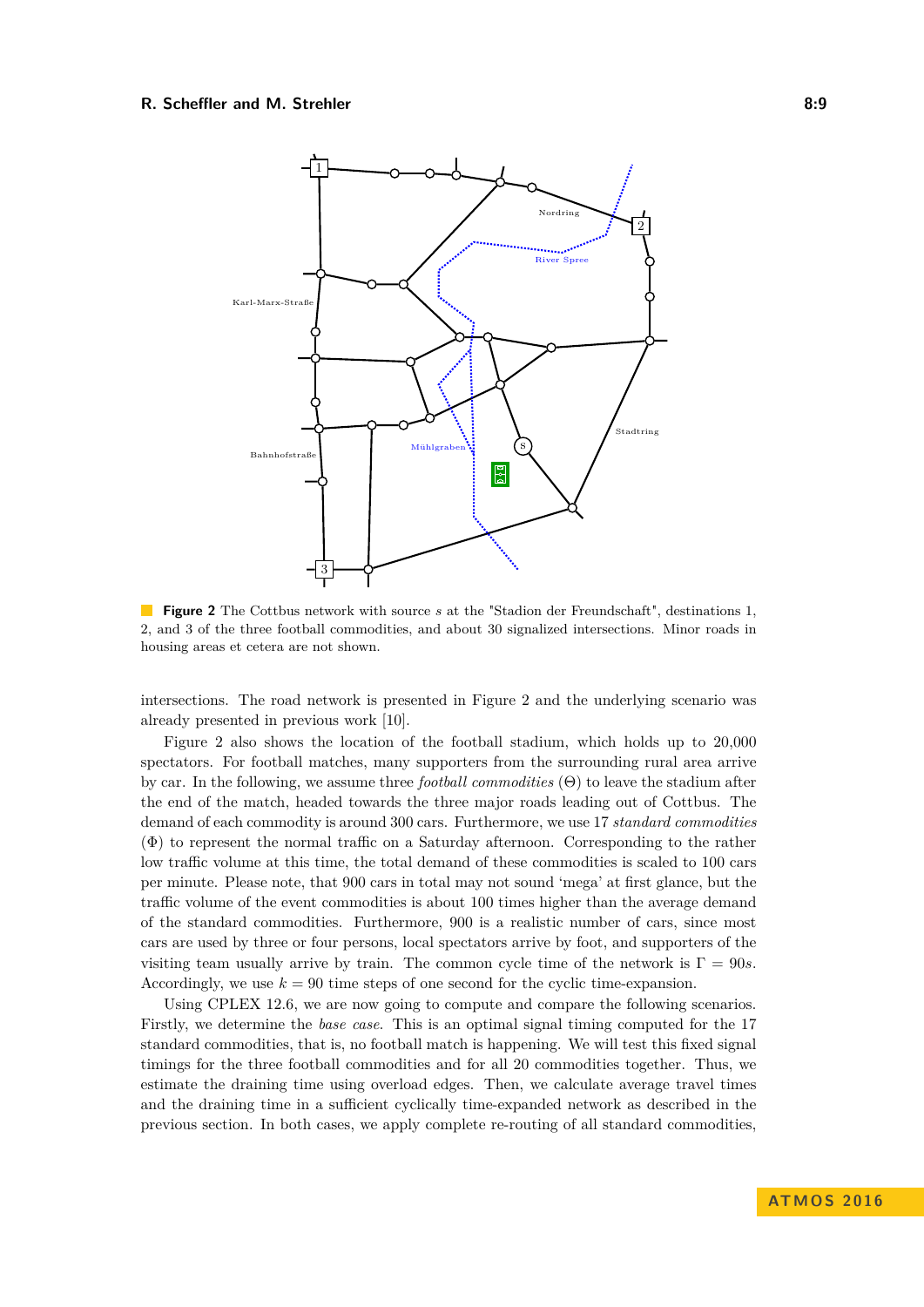**Figure 2** The Cottbus network with source $s$ at the "Stadion der Freundschaft", destinations 1, 2, and 3 of the three football commodities, and about 30 signalized intersections. Minor roads in housing areas et cetera are not shown.

intersections. The road network is presented in Figure 2 and the underlying scenario was already presented in previous work [10].

Figure 2 also shows the location of the football stadium, which holds up to 20,000 spectators. For football matches, many supporters from the surrounding rural area arrive by car. In the following, we assume three *football commodities* ($\Theta$) to leave the stadium after the end of the match, headed towards the three major roads leading out of Cottbus. The demand of each commodity is around 300 cars. Furthermore, we use 17 *standard commodities* ($\Phi$) to represent the normal traffic on a Saturday afternoon. Corresponding to the rather low traffic volume at this time, the total demand of these commodities is scaled to 100 cars per minute. Please note, that 900 cars in total may not sound 'mega' at first glance, but the traffic volume of the event commodities is about 100 times higher than the average demand of the standard commodities. Furthermore, 900 is a realistic number of cars, since most cars are used by three or four persons, local spectators arrive by foot, and supporters of the visiting team usually arrive by train. The common cycle time of the network is $\Gamma = 90s$. Accordingly, we use $k = 90$ time steps of one second for the cyclic time-expansion.

Using CPLEX 12.6, we are now going to compute and compare the following scenarios. Firstly, we determine the *base case*. This is an optimal signal timing computed for the 17 standard commodities, that is, no football match is happening. We will test this fixed signal timings for the three football commodities and for all 20 commodities together. Thus, we estimate the draining time using overload edges. Then, we calculate average travel times and the draining time in a sufficient cyclically time-expanded network as described in the previous section. In both cases, we apply complete re-routing of all standard commodities,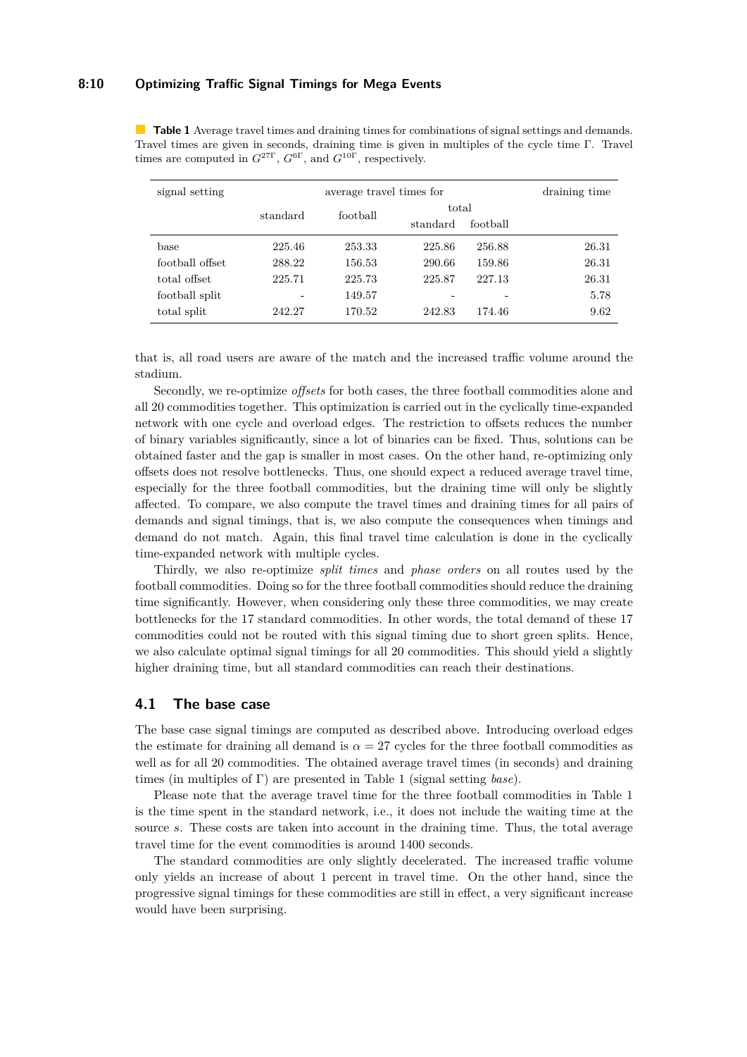**Table 1** Average travel times and draining times for combinations of signal settings and demands. Travel times are given in seconds, draining time is given in multiples of the cycle time $\Gamma$. Travel times are computed in $G^{27\Gamma}$, $G^{6\Gamma}$, and $G^{10\Gamma}$, respectively.

| signal setting | average travel times for | | | | draining time |
|---|---|---|---|---|---|
| | standard | football | total | | |
| | | | standard | football | |
| base | 225.46 | 253.33 | 225.86 | 256.88 | 26.31 |
| football offset | 288.22 | 156.53 | 290.66 | 159.86 | 26.31 |
| total offset | 225.71 | 225.73 | 225.87 | 227.13 | 26.31 |
| football split | - | 149.57 | - | - | 5.78 |
| total split | 242.27 | 170.52 | 242.83 | 174.46 | 9.62 |

that is, all road users are aware of the match and the increased traffic volume around the stadium.

Secondly, we re-optimize *offsets* for both cases, the three football commodities alone and all 20 commodities together. This optimization is carried out in the cyclically time-expanded network with one cycle and overload edges. The restriction to offsets reduces the number of binary variables significantly, since a lot of binaries can be fixed. Thus, solutions can be obtained faster and the gap is smaller in most cases. On the other hand, re-optimizing only offsets does not resolve bottlenecks. Thus, one should expect a reduced average travel time, especially for the three football commodities, but the draining time will only be slightly affected. To compare, we also compute the travel times and draining times for all pairs of demands and signal timings, that is, we also compute the consequences when timings and demand do not match. Again, this final travel time calculation is done in the cyclically time-expanded network with multiple cycles.

Thirdly, we also re-optimize *split times* and *phase orders* on all routes used by the football commodities. Doing so for the three football commodities should reduce the draining time significantly. However, when considering only these three commodities, we may create bottlenecks for the 17 standard commodities. In other words, the total demand of these 17 commodities could not be routed with this signal timing due to short green splits. Hence, we also calculate optimal signal timings for all 20 commodities. This should yield a slightly higher draining time, but all standard commodities can reach their destinations.

## 4.1 The base case

The base case signal timings are computed as described above. Introducing overload edges the estimate for draining all demand is $\alpha = 27$ cycles for the three football commodities as well as for all 20 commodities. The obtained average travel times (in seconds) and draining times (in multiples of $\Gamma$) are presented in Table 1 (signal setting *base*).

Please note that the average travel time for the three football commodities in Table 1 is the time spent in the standard network, i.e., it does not include the waiting time at the source $s$. These costs are taken into account in the draining time. Thus, the total average travel time for the event commodities is around 1400 seconds.

The standard commodities are only slightly decelerated. The increased traffic volume only yields an increase of about 1 percent in travel time. On the other hand, since the progressive signal timings for these commodities are still in effect, a very significant increase would have been surprising.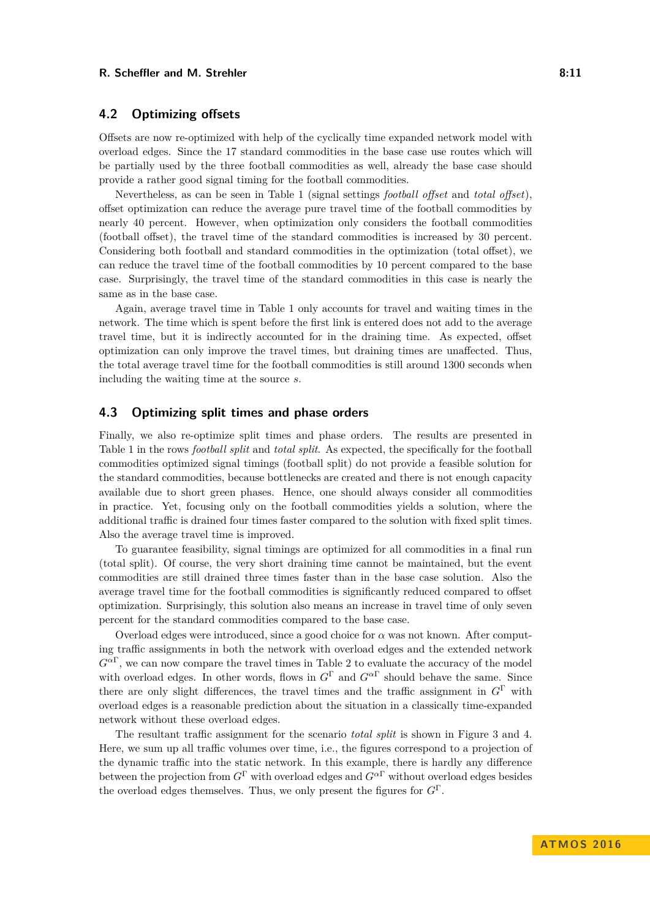## 4.2 Optimizing offsets

Offsets are now re-optimized with help of the cyclically time expanded network model with overload edges. Since the 17 standard commodities in the base case use routes which will be partially used by the three football commodities as well, already the base case should provide a rather good signal timing for the football commodities.

Nevertheless, as can be seen in Table 1 (signal settings *football offset* and *total offset*), offset optimization can reduce the average pure travel time of the football commodities by nearly 40 percent. However, when optimization only considers the football commodities (football offset), the travel time of the standard commodities is increased by 30 percent. Considering both football and standard commodities in the optimization (total offset), we can reduce the travel time of the football commodities by 10 percent compared to the base case. Surprisingly, the travel time of the standard commodities in this case is nearly the same as in the base case.

Again, average travel time in Table 1 only accounts for travel and waiting times in the network. The time which is spent before the first link is entered does not add to the average travel time, but it is indirectly accounted for in the draining time. As expected, offset optimization can only improve the travel times, but draining times are unaffected. Thus, the total average travel time for the football commodities is still around 1300 seconds when including the waiting time at the source $s$.

## 4.3 Optimizing split times and phase orders

Finally, we also re-optimize split times and phase orders. The results are presented in Table 1 in the rows *football split* and *total split*. As expected, the specifically for the football commodities optimized signal timings (football split) do not provide a feasible solution for the standard commodities, because bottlenecks are created and there is not enough capacity available due to short green phases. Hence, one should always consider all commodities in practice. Yet, focusing only on the football commodities yields a solution, where the additional traffic is drained four times faster compared to the solution with fixed split times. Also the average travel time is improved.

To guarantee feasibility, signal timings are optimized for all commodities in a final run (total split). Of course, the very short draining time cannot be maintained, but the event commodities are still drained three times faster than in the base case solution. Also the average travel time for the football commodities is significantly reduced compared to offset optimization. Surprisingly, this solution also means an increase in travel time of only seven percent for the standard commodities compared to the base case.

Overload edges were introduced, since a good choice for $\alpha$ was not known. After computing traffic assignments in both the network with overload edges and the extended network $G^{\alpha\Gamma}$, we can now compare the travel times in Table 2 to evaluate the accuracy of the model with overload edges. In other words, flows in $G^{\Gamma}$ and $G^{\alpha\Gamma}$ should behave the same. Since there are only slight differences, the travel times and the traffic assignment in $G^{\Gamma}$ with overload edges is a reasonable prediction about the situation in a classically time-expanded network without these overload edges.

The resultant traffic assignment for the scenario *total split* is shown in Figure 3 and 4. Here, we sum up all traffic volumes over time, i.e., the figures correspond to a projection of the dynamic traffic into the static network. In this example, there is hardly any difference between the projection from $G^{\Gamma}$ with overload edges and $G^{\alpha\Gamma}$ without overload edges besides the overload edges themselves. Thus, we only present the figures for $G^{\Gamma}$.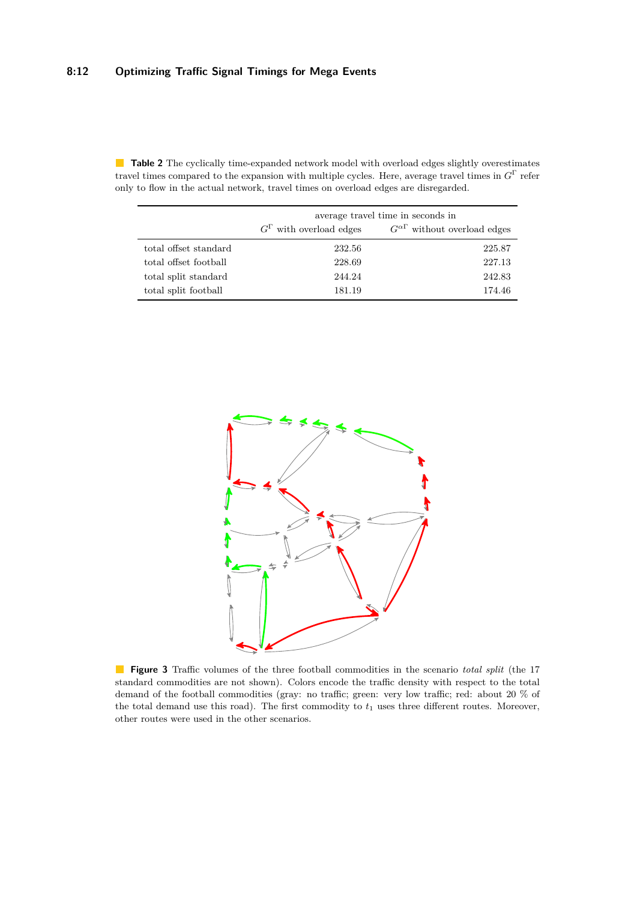**Table 2** The cyclically time-expanded network model with overload edges slightly overestimates travel times compared to the expansion with multiple cycles. Here, average travel times in $G^\Gamma$ refer only to flow in the actual network, travel times on overload edges are disregarded.

| | average travel time in seconds in | |
|---|---|---|
| | $G^\Gamma$ with overload edges | $G^{\alpha\Gamma}$ without overload edges |
| total offset standard | 232.56 | 225.87 |
| total offset football | 228.69 | 227.13 |
| total split standard | 244.24 | 242.83 |
| total split football | 181.19 | 174.46 |

**Figure 3** Traffic volumes of the three football commodities in the scenario *total split* (the 17 standard commodities are not shown). Colors encode the traffic density with respect to the total demand of the football commodities (gray: no traffic; green: very low traffic; red: about 20 % of the total demand use this road). The first commodity to $t_1$ uses three different routes. Moreover, other routes were used in the other scenarios.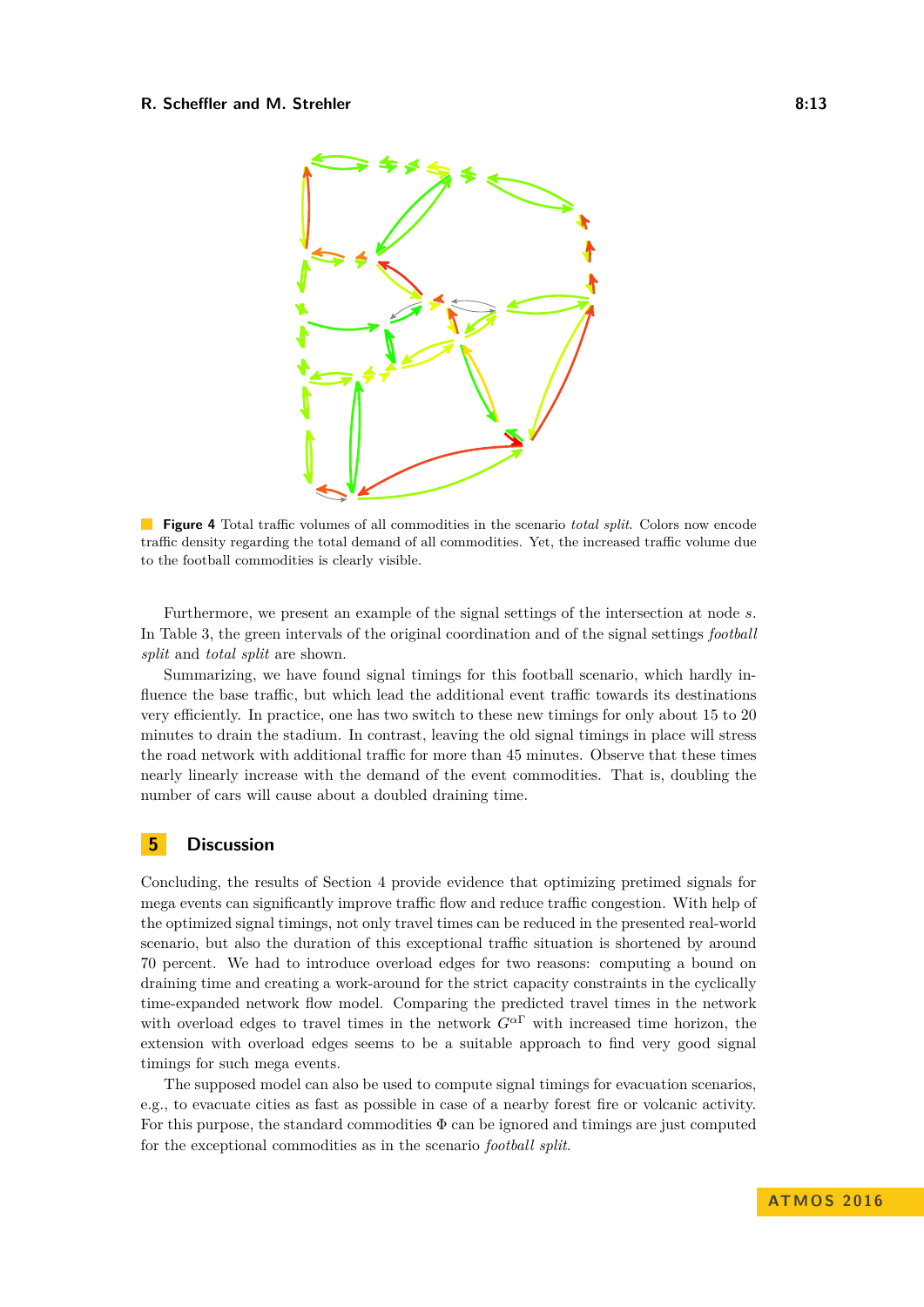**Figure 4** Total traffic volumes of all commodities in the scenario *total split*. Colors now encode traffic density regarding the total demand of all commodities. Yet, the increased traffic volume due to the football commodities is clearly visible.

Furthermore, we present an example of the signal settings of the intersection at node $s$. In Table 3, the green intervals of the original coordination and of the signal settings *football split* and *total split* are shown.

Summarizing, we have found signal timings for this football scenario, which hardly influence the base traffic, but which lead the additional event traffic towards its destinations very efficiently. In practice, one has two switch to these new timings for only about 15 to 20 minutes to drain the stadium. In contrast, leaving the old signal timings in place will stress the road network with additional traffic for more than 45 minutes. Observe that these times nearly linearly increase with the demand of the event commodities. That is, doubling the number of cars will cause about a doubled draining time.

## 5 Discussion

Concluding, the results of Section 4 provide evidence that optimizing pretimed signals for mega events can significantly improve traffic flow and reduce traffic congestion. With help of the optimized signal timings, not only travel times can be reduced in the presented real-world scenario, but also the duration of this exceptional traffic situation is shortened by around 70 percent. We had to introduce overload edges for two reasons: computing a bound on draining time and creating a work-around for the strict capacity constraints in the cyclically time-expanded network flow model. Comparing the predicted travel times in the network with overload edges to travel times in the network $G^{\alpha\Gamma}$ with increased time horizon, the extension with overload edges seems to be a suitable approach to find very good signal timings for such mega events.

The supposed model can also be used to compute signal timings for evacuation scenarios, e.g., to evacuate cities as fast as possible in case of a nearby forest fire or volcanic activity. For this purpose, the standard commodities $\Phi$ can be ignored and timings are just computed for the exceptional commodities as in the scenario *football split*.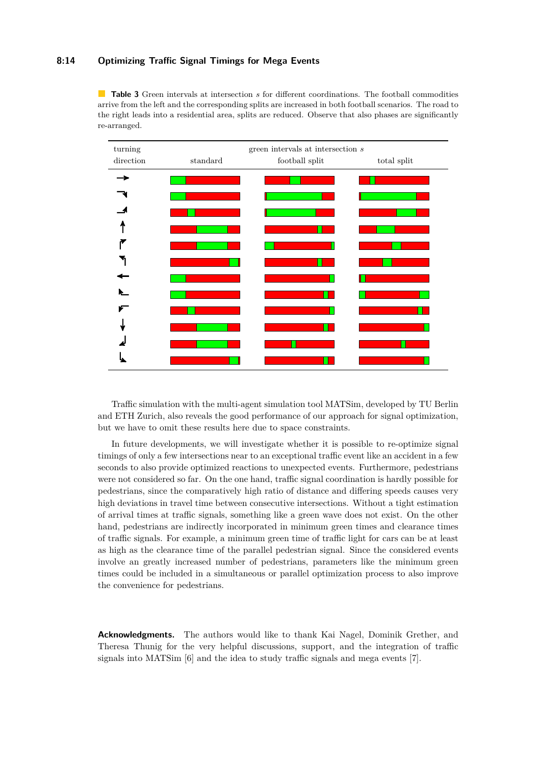**Table 3** Green intervals at intersection $s$ for different coordinations. The football commodities arrive from the left and the corresponding splits are increased in both football scenarios. The road to the right leads into a residential area, splits are reduced. Observe that also phases are significantly re-arranged.

| turning direction | green intervals at intersection $s$ standard | football split | total split |
|---|---|---|---|
| → | | | |
| ↘ | | | |
| ↗ | | | |
| ↑ | | | |
| ↱ | | | |
| ↰ | | | |
| ← | | | |
| ↖ | | | |
| ↙ | | | |
| ↓ | | | |
| ↲ | | | |
| ↳ | | | |

Traffic simulation with the multi-agent simulation tool MATSim, developed by TU Berlin and ETH Zurich, also reveals the good performance of our approach for signal optimization, but we have to omit these results here due to space constraints.

In future developments, we will investigate whether it is possible to re-optimize signal timings of only a few intersections near to an exceptional traffic event like an accident in a few seconds to also provide optimized reactions to unexpected events. Furthermore, pedestrians were not considered so far. On the one hand, traffic signal coordination is hardly possible for pedestrians, since the comparatively high ratio of distance and differing speeds causes very high deviations in travel time between consecutive intersections. Without a tight estimation of arrival times at traffic signals, something like a green wave does not exist. On the other hand, pedestrians are indirectly incorporated in minimum green times and clearance times of traffic signals. For example, a minimum green time of traffic light for cars can be at least as high as the clearance time of the parallel pedestrian signal. Since the considered events involve an greatly increased number of pedestrians, parameters like the minimum green times could be included in a simultaneous or parallel optimization process to also improve the convenience for pedestrians.

**Acknowledgments.** The authors would like to thank Kai Nagel, Dominik Grether, and Theresa Thunig for the very helpful discussions, support, and the integration of traffic signals into MATSim [6] and the idea to study traffic signals and mega events [7].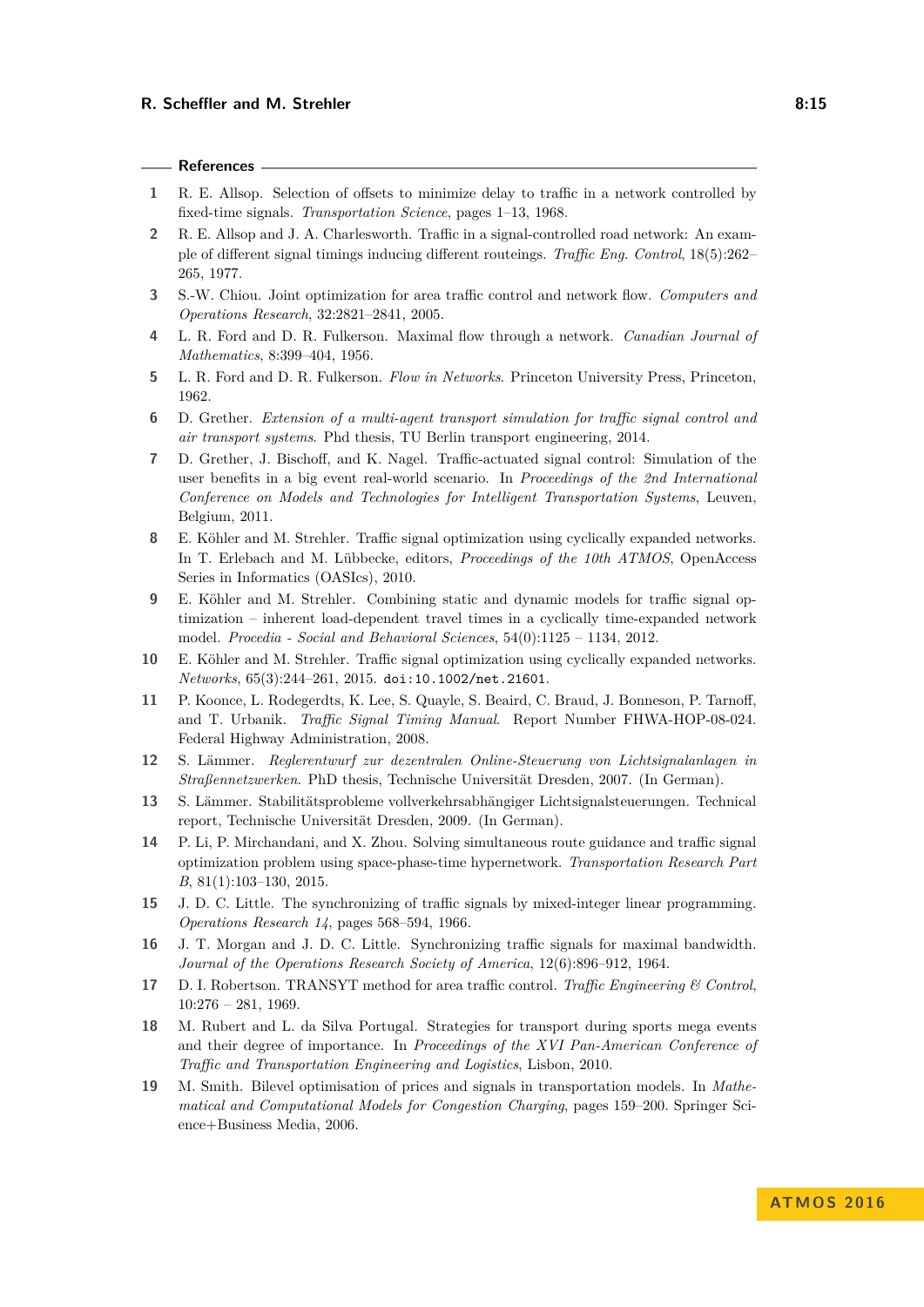## References

1. R. E. Allsop. Selection of offsets to minimize delay to traffic in a network controlled by fixed-time signals. *Transportation Science*, pages 1–13, 1968.
2. R. E. Allsop and J. A. Charlesworth. Traffic in a signal-controlled road network: An example of different signal timings inducing different routeings. *Traffic Eng. Control*, 18(5):262–265, 1977.
3. S.-W. Chiou. Joint optimization for area traffic control and network flow. *Computers and Operations Research*, 32:2821–2841, 2005.
4. L. R. Ford and D. R. Fulkerson. Maximal flow through a network. *Canadian Journal of Mathematics*, 8:399–404, 1956.
5. L. R. Ford and D. R. Fulkerson. *Flow in Networks*. Princeton University Press, Princeton, 1962.
6. D. Grether. *Extension of a multi-agent transport simulation for traffic signal control and air transport systems*. Phd thesis, TU Berlin transport engineering, 2014.
7. D. Grether, J. Bischoff, and K. Nagel. Traffic-actuated signal control: Simulation of the user benefits in a big event real-world scenario. In *Proceedings of the 2nd International Conference on Models and Technologies for Intelligent Transportation Systems*, Leuven, Belgium, 2011.
8. E. Köhler and M. Strehler. Traffic signal optimization using cyclically expanded networks. In T. Erlebach and M. Lübbecke, editors, *Proceedings of the 10th ATMOS*, OpenAccess Series in Informatics (OASIcs), 2010.
9. E. Köhler and M. Strehler. Combining static and dynamic models for traffic signal optimization – inherent load-dependent travel times in a cyclically time-expanded network model. *Procedia - Social and Behavioral Sciences*, 54(0):1125 – 1134, 2012.
10. E. Köhler and M. Strehler. Traffic signal optimization using cyclically expanded networks. *Networks*, 65(3):244–261, 2015. `doi:10.1002/net.21601`.
11. P. Koonce, L. Rodegerdts, K. Lee, S. Quayle, S. Beaird, C. Braud, J. Bonneson, P. Tarnoff, and T. Urbanik. *Traffic Signal Timing Manual*. Report Number FHWA-HOP-08-024. Federal Highway Administration, 2008.
12. S. Lämmer. *Reglerentwurf zur dezentralen Online-Steuerung von Lichtsignalanlagen in Straßennetzwerken*. PhD thesis, Technische Universität Dresden, 2007. (In German).
13. S. Lämmer. Stabilitätsprobleme vollverkehrsabhängiger Lichtsignalsteuerungen. Technical report, Technische Universität Dresden, 2009. (In German).
14. P. Li, P. Mirchandani, and X. Zhou. Solving simultaneous route guidance and traffic signal optimization problem using space-phase-time hypernetwork. *Transportation Research Part B*, 81(1):103–130, 2015.
15. J. D. C. Little. The synchronizing of traffic signals by mixed-integer linear programming. *Operations Research 14*, pages 568–594, 1966.
16. J. T. Morgan and J. D. C. Little. Synchronizing traffic signals for maximal bandwidth. *Journal of the Operations Research Society of America*, 12(6):896–912, 1964.
17. D. I. Robertson. TRANSYT method for area traffic control. *Traffic Engineering & Control*, 10:276 – 281, 1969.
18. M. Rubert and L. da Silva Portugal. Strategies for transport during sports mega events and their degree of importance. In *Proceedings of the XVI Pan-American Conference of Traffic and Transportation Engineering and Logistics*, Lisbon, 2010.
19. M. Smith. Bilevel optimisation of prices and signals in transportation models. In *Mathematical and Computational Models for Congestion Charging*, pages 159–200. Springer Science+Business Media, 2006.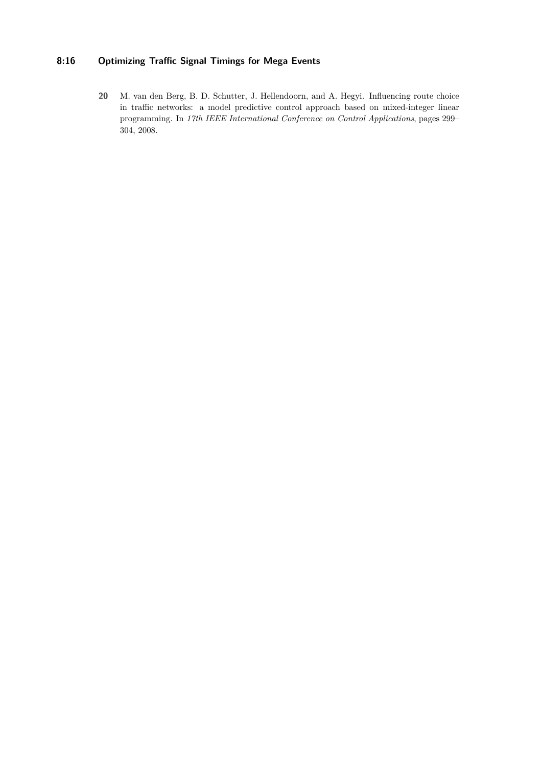**20** M. van den Berg, B. D. Schutter, J. Hellendoorn, and A. Hegyi. Influencing route choice in traffic networks: a model predictive control approach based on mixed-integer linear programming. In *17th IEEE International Conference on Control Applications*, pages 299–304, 2008.